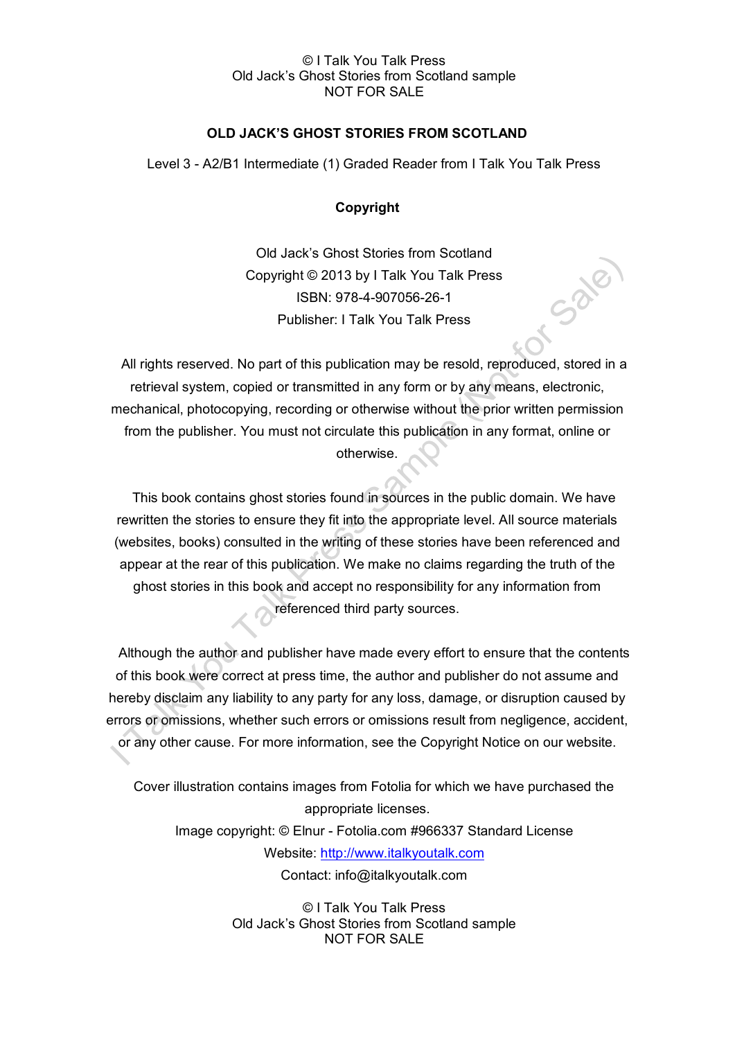# OLD JACK'S GHOST STORIES FROM SCOTLAND

Level 3 - A2/B1 Intermediate (1) Graded Reader from I Talk You Talk Press

## Copyright

Old Jack's Ghost Stories from Scotland
Copyright © 2013 by I Talk You Talk Press
ISBN: 978-4-907056-26-1
Publisher: I Talk You Talk Press

All rights reserved. No part of this publication may be resold, reproduced, stored in a retrieval system, copied or transmitted in any form or by any means, electronic, mechanical, photocopying, recording or otherwise without the prior written permission from the publisher. You must not circulate this publication in any format, online or otherwise.

This book contains ghost stories found in sources in the public domain. We have rewritten the stories to ensure they fit into the appropriate level. All source materials (websites, books) consulted in the writing of these stories have been referenced and appear at the rear of this publication. We make no claims regarding the truth of the ghost stories in this book and accept no responsibility for any information from referenced third party sources.

Although the author and publisher have made every effort to ensure that the contents of this book were correct at press time, the author and publisher do not assume and hereby disclaim any liability to any party for any loss, damage, or disruption caused by errors or omissions, whether such errors or omissions result from negligence, accident, or any other cause. For more information, see the Copyright Notice on our website.

Cover illustration contains images from Fotolia for which we have purchased the appropriate licenses.
Image copyright: © Elnur - Fotolia.com #966337 Standard License
Website: http://www.italkyoutalk.com
Contact: info@italkyoutalk.com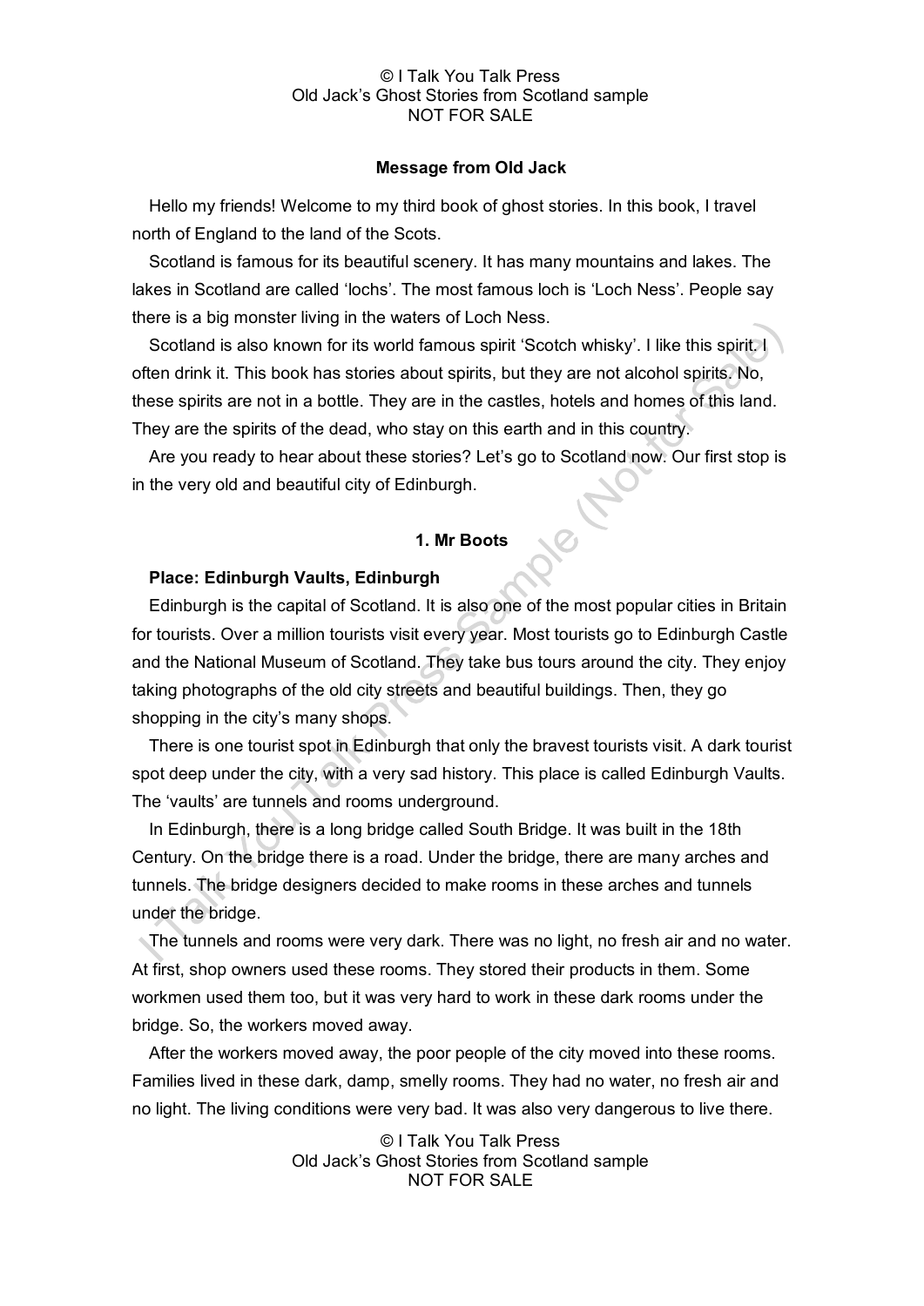## Message from Old Jack

Hello my friends! Welcome to my third book of ghost stories. In this book, I travel north of England to the land of the Scots.

Scotland is famous for its beautiful scenery. It has many mountains and lakes. The lakes in Scotland are called 'lochs'. The most famous loch is 'Loch Ness'. People say there is a big monster living in the waters of Loch Ness.

Scotland is also known for its world famous spirit 'Scotch whisky'. I like this spirit. I often drink it. This book has stories about spirits, but they are not alcohol spirits. No, these spirits are not in a bottle. They are in the castles, hotels and homes of this land. They are the spirits of the dead, who stay on this earth and in this country.

Are you ready to hear about these stories? Let's go to Scotland now. Our first stop is in the very old and beautiful city of Edinburgh.

## 1. Mr Boots

**Place: Edinburgh Vaults, Edinburgh**

Edinburgh is the capital of Scotland. It is also one of the most popular cities in Britain for tourists. Over a million tourists visit every year. Most tourists go to Edinburgh Castle and the National Museum of Scotland. They take bus tours around the city. They enjoy taking photographs of the old city streets and beautiful buildings. Then, they go shopping in the city's many shops.

There is one tourist spot in Edinburgh that only the bravest tourists visit. A dark tourist spot deep under the city, with a very sad history. This place is called Edinburgh Vaults. The 'vaults' are tunnels and rooms underground.

In Edinburgh, there is a long bridge called South Bridge. It was built in the 18th Century. On the bridge there is a road. Under the bridge, there are many arches and tunnels. The bridge designers decided to make rooms in these arches and tunnels under the bridge.

The tunnels and rooms were very dark. There was no light, no fresh air and no water. At first, shop owners used these rooms. They stored their products in them. Some workmen used them too, but it was very hard to work in these dark rooms under the bridge. So, the workers moved away.

After the workers moved away, the poor people of the city moved into these rooms. Families lived in these dark, damp, smelly rooms. They had no water, no fresh air and no light. The living conditions were very bad. It was also very dangerous to live there.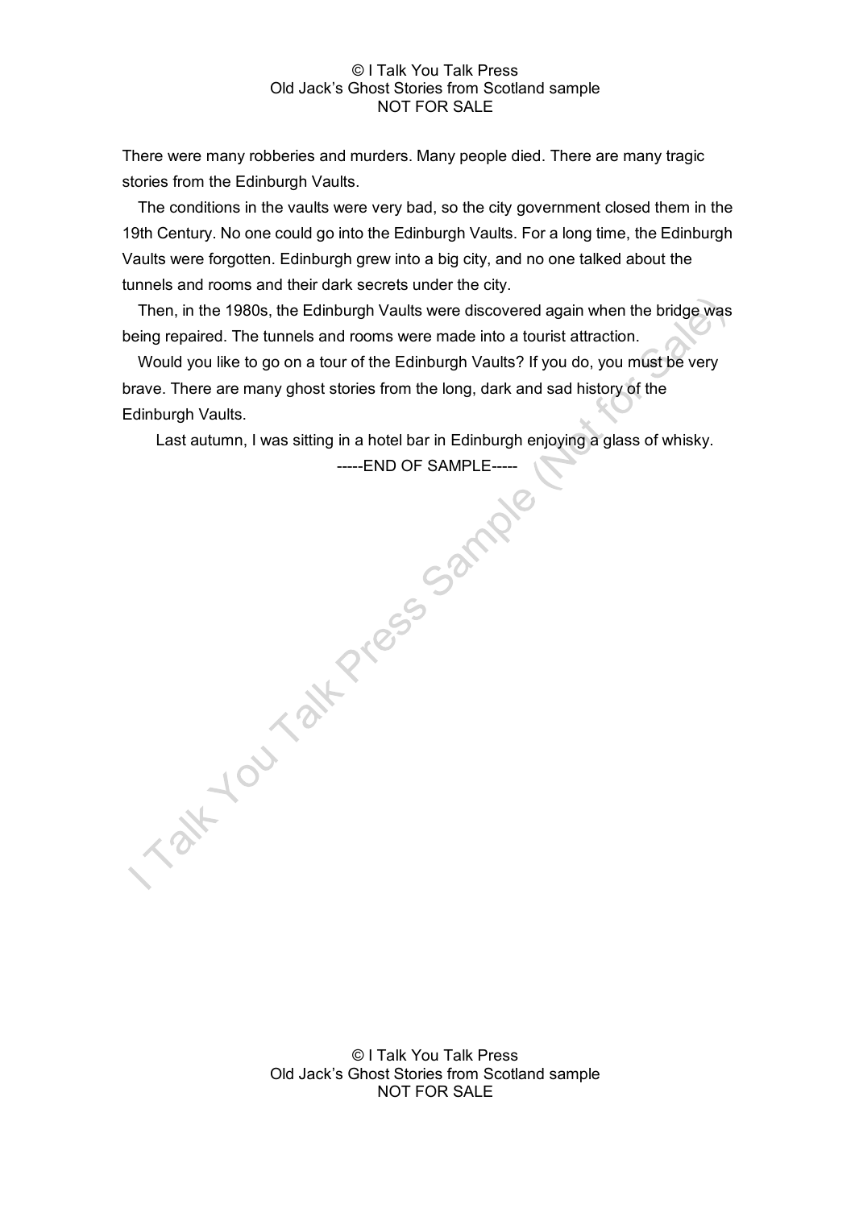There were many robberies and murders. Many people died. There are many tragic stories from the Edinburgh Vaults.

The conditions in the vaults were very bad, so the city government closed them in the 19th Century. No one could go into the Edinburgh Vaults. For a long time, the Edinburgh Vaults were forgotten. Edinburgh grew into a big city, and no one talked about the tunnels and rooms and their dark secrets under the city.

Then, in the 1980s, the Edinburgh Vaults were discovered again when the bridge was being repaired. The tunnels and rooms were made into a tourist attraction.

Would you like to go on a tour of the Edinburgh Vaults? If you do, you must be very brave. There are many ghost stories from the long, dark and sad history of the Edinburgh Vaults.

Last autumn, I was sitting in a hotel bar in Edinburgh enjoying a glass of whisky.

-----END OF SAMPLE-----